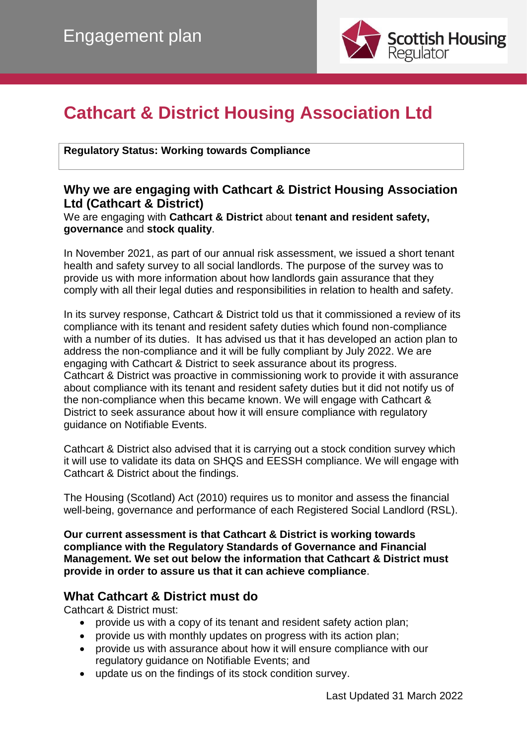Engagement plan

Scottish Housing Regulator

# Cathcart & District Housing Association Ltd

**Regulatory Status: Working towards Compliance**

## Why we are engaging with Cathcart & District Housing Association Ltd (Cathcart & District)

We are engaging with **Cathcart & District** about **tenant and resident safety, governance** and **stock quality**.

In November 2021, as part of our annual risk assessment, we issued a short tenant health and safety survey to all social landlords. The purpose of the survey was to provide us with more information about how landlords gain assurance that they comply with all their legal duties and responsibilities in relation to health and safety.

In its survey response, Cathcart & District told us that it commissioned a review of its compliance with its tenant and resident safety duties which found non-compliance with a number of its duties. It has advised us that it has developed an action plan to address the non-compliance and it will be fully compliant by July 2022. We are engaging with Cathcart & District to seek assurance about its progress. Cathcart & District was proactive in commissioning work to provide it with assurance about compliance with its tenant and resident safety duties but it did not notify us of the non-compliance when this became known. We will engage with Cathcart & District to seek assurance about how it will ensure compliance with regulatory guidance on Notifiable Events.

Cathcart & District also advised that it is carrying out a stock condition survey which it will use to validate its data on SHQS and EESSH compliance. We will engage with Cathcart & District about the findings.

The Housing (Scotland) Act (2010) requires us to monitor and assess the financial well-being, governance and performance of each Registered Social Landlord (RSL).

**Our current assessment is that Cathcart & District is working towards compliance with the Regulatory Standards of Governance and Financial Management. We set out below the information that Cathcart & District must provide in order to assure us that it can achieve compliance**.

## What Cathcart & District must do

Cathcart & District must:

- provide us with a copy of its tenant and resident safety action plan;
- provide us with monthly updates on progress with its action plan;
- provide us with assurance about how it will ensure compliance with our regulatory guidance on Notifiable Events; and
- update us on the findings of its stock condition survey.

Last Updated 31 March 2022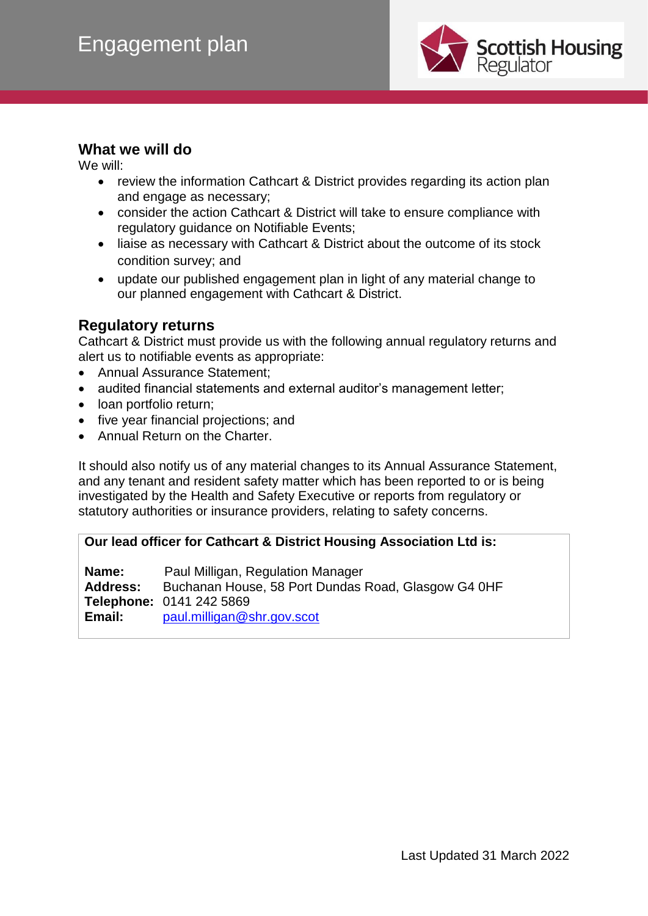## What we will do

We will:

- review the information Cathcart & District provides regarding its action plan and engage as necessary;
- consider the action Cathcart & District will take to ensure compliance with regulatory guidance on Notifiable Events;
- liaise as necessary with Cathcart & District about the outcome of its stock condition survey; and
- update our published engagement plan in light of any material change to our planned engagement with Cathcart & District.

## Regulatory returns

Cathcart & District must provide us with the following annual regulatory returns and alert us to notifiable events as appropriate:

- Annual Assurance Statement;
- audited financial statements and external auditor's management letter;
- loan portfolio return;
- five year financial projections; and
- Annual Return on the Charter.

It should also notify us of any material changes to its Annual Assurance Statement, and any tenant and resident safety matter which has been reported to or is being investigated by the Health and Safety Executive or reports from regulatory or statutory authorities or insurance providers, relating to safety concerns.

**Our lead officer for Cathcart & District Housing Association Ltd is:**

**Name:** Paul Milligan, Regulation Manager
**Address:** Buchanan House, 58 Port Dundas Road, Glasgow G4 0HF
**Telephone:** 0141 242 5869
**Email:** paul.milligan@shr.gov.scot

Last Updated 31 March 2022